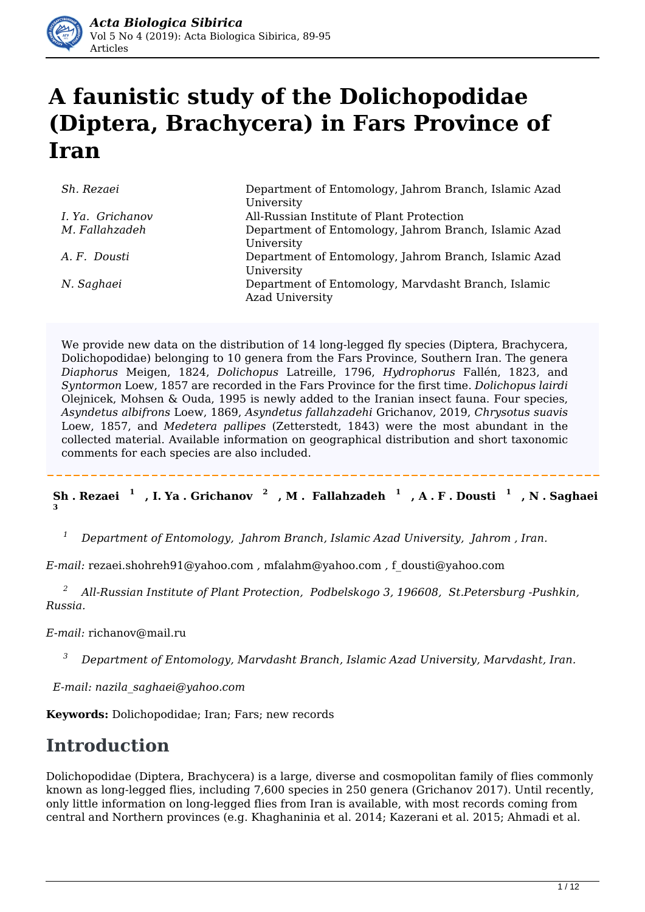# A faunistic study of the Dolichopodidae (Diptera, Brachycera) in Fars Province of Iran

| | |
|---|---|
| *Sh. Rezaei* | Department of Entomology, Jahrom Branch, Islamic Azad University |
| *I. Ya. Grichanov* | All-Russian Institute of Plant Protection |
| *M. Fallahzadeh* | Department of Entomology, Jahrom Branch, Islamic Azad University |
| *A. F. Dousti* | Department of Entomology, Jahrom Branch, Islamic Azad University |
| *N. Saghaei* | Department of Entomology, Marvdasht Branch, Islamic Azad University |

We provide new data on the distribution of 14 long-legged fly species (Diptera, Brachycera, Dolichopodidae) belonging to 10 genera from the Fars Province, Southern Iran. The genera *Diaphorus* Meigen, 1824, *Dolichopus* Latreille, 1796, *Hydrophorus* Fallén, 1823, and *Syntormon* Loew, 1857 are recorded in the Fars Province for the first time. *Dolichopus lairdi* Olejnicek, Mohsen & Ouda, 1995 is newly added to the Iranian insect fauna. Four species, *Asyndetus albifrons* Loew, 1869, *Asyndetus fallahzadehi* Grichanov, 2019, *Chrysotus suavis* Loew, 1857, and *Medetera pallipes* (Zetterstedt, 1843) were the most abundant in the collected material. Available information on geographical distribution and short taxonomic comments for each species are also included.

---

**Sh . Rezaei [1] , I. Ya . Grichanov [2] , M . Fallahzadeh [1] , A . F . Dousti [1] , N . Saghaei [3]**

[1] *Department of Entomology, Jahrom Branch, Islamic Azad University, Jahrom , Iran.*

*E-mail:* rezaei.shohreh91@yahoo.com , mfalahm@yahoo.com , f_dousti@yahoo.com

[2] *All-Russian Institute of Plant Protection, Podbelskogo 3, 196608, St.Petersburg -Pushkin, Russia.*

*E-mail:* richanov@mail.ru

[3] *Department of Entomology, Marvdasht Branch, Islamic Azad University, Marvdasht, Iran.*

*E-mail: nazila_saghaei@yahoo.com*

**Keywords:** Dolichopodidae; Iran; Fars; new records

## Introduction

Dolichopodidae (Diptera, Brachycera) is a large, diverse and cosmopolitan family of flies commonly known as long-legged flies, including 7,600 species in 250 genera (Grichanov 2017). Until recently, only little information on long-legged flies from Iran is available, with most records coming from central and Northern provinces (e.g. Khaghaninia et al. 2014; Kazerani et al. 2015; Ahmadi et al.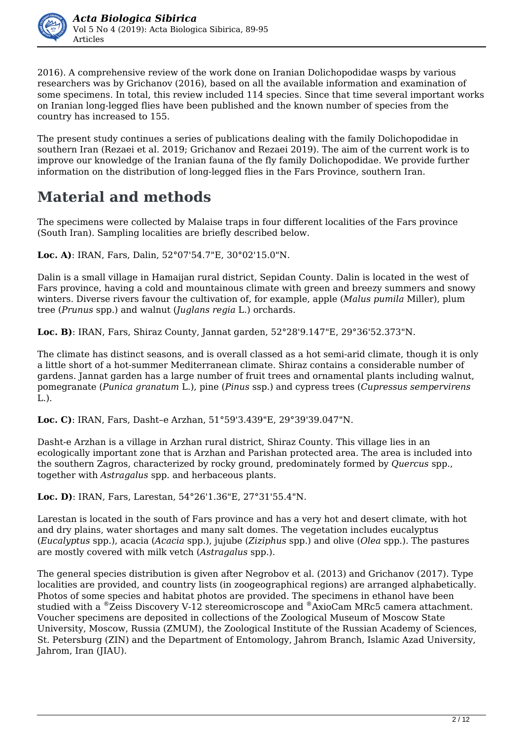2016). A comprehensive review of the work done on Iranian Dolichopodidae wasps by various researchers was by Grichanov (2016), based on all the available information and examination of some specimens. In total, this review included 114 species. Since that time several important works on Iranian long-legged flies have been published and the known number of species from the country has increased to 155.

The present study continues a series of publications dealing with the family Dolichopodidae in southern Iran (Rezaei et al. 2019; Grichanov and Rezaei 2019). The aim of the current work is to improve our knowledge of the Iranian fauna of the fly family Dolichopodidae. We provide further information on the distribution of long-legged flies in the Fars Province, southern Iran.

# Material and methods

The specimens were collected by Malaise traps in four different localities of the Fars province (South Iran). Sampling localities are briefly described below.

**Loc. A)**: IRAN, Fars, Dalin, 52°07'54.7"E, 30°02'15.0"N.

Dalin is a small village in Hamaijan rural district, Sepidan County. Dalin is located in the west of Fars province, having a cold and mountainous climate with green and breezy summers and snowy winters. Diverse rivers favour the cultivation of, for example, apple (*Malus pumila* Miller), plum tree (*Prunus* spp.) and walnut (*Juglans regia* L.) orchards.

**Loc. B)**: IRAN, Fars, Shiraz County, Jannat garden, 52°28'9.147"E, 29°36'52.373"N.

The climate has distinct seasons, and is overall classed as a hot semi-arid climate, though it is only a little short of a hot-summer Mediterranean climate. Shiraz contains a considerable number of gardens. Jannat garden has a large number of fruit trees and ornamental plants including walnut, pomegranate (*Punica granatum* L.), pine (*Pinus* ssp.) and cypress trees (*Cupressus sempervirens* L.).

**Loc. C)**: IRAN, Fars, Dasht–e Arzhan, 51°59'3.439"E, 29°39'39.047"N.

Dasht-e Arzhan is a village in Arzhan rural district, Shiraz County. This village lies in an ecologically important zone that is Arzhan and Parishan protected area. The area is included into the southern Zagros, characterized by rocky ground, predominately formed by *Quercus* spp., together with *Astragalus* spp. and herbaceous plants.

**Loc. D)**: IRAN, Fars, Larestan, 54°26'1.36"E, 27°31'55.4"N.

Larestan is located in the south of Fars province and has a very hot and desert climate, with hot and dry plains, water shortages and many salt domes. The vegetation includes eucalyptus (*Eucalyptus* spp.), acacia (*Acacia* spp.), jujube (*Ziziphus* spp.) and olive (*Olea* spp.). The pastures are mostly covered with milk vetch (*Astragalus* spp.).

The general species distribution is given after Negrobov et al. (2013) and Grichanov (2017). Type localities are provided, and country lists (in zoogeographical regions) are arranged alphabetically. Photos of some species and habitat photos are provided. The specimens in ethanol have been studied with a ®Zeiss Discovery V-12 stereomicroscope and ®AxioCam MRc5 camera attachment. Voucher specimens are deposited in collections of the Zoological Museum of Moscow State University, Moscow, Russia (ZMUM), the Zoological Institute of the Russian Academy of Sciences, St. Petersburg (ZIN) and the Department of Entomology, Jahrom Branch, Islamic Azad University, Jahrom, Iran (JIAU).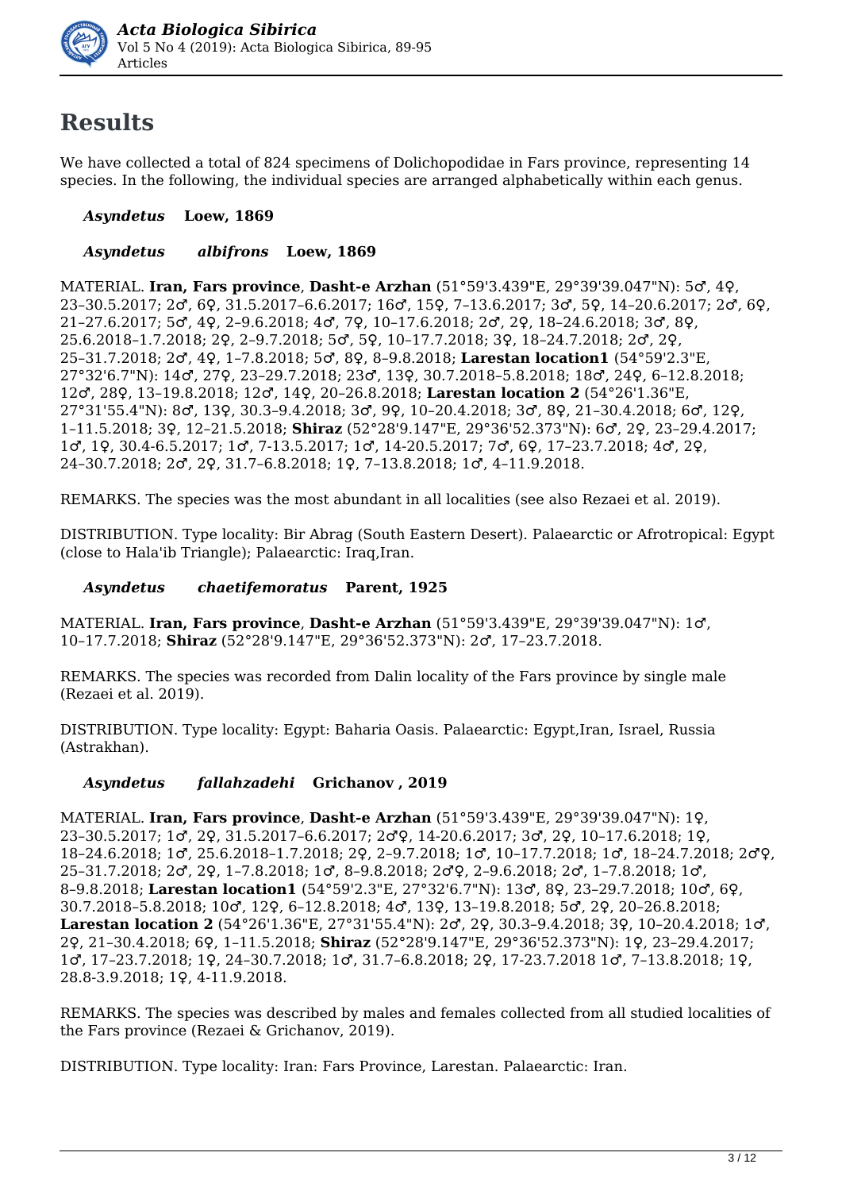# Results

We have collected a total of 824 specimens of Dolichopodidae in Fars province, representing 14 species. In the following, the individual species are arranged alphabetically within each genus.

***Asyndetus*** **Loew, 1869**

***Asyndetus albifrons*** **Loew, 1869**

MATERIAL. **Iran, Fars province**, **Dasht-e Arzhan** (51°59'3.439"E, 29°39'39.047"N): 5♂, 4♀, 23–30.5.2017; 2♂, 6♀, 31.5.2017–6.6.2017; 16♂, 15♀, 7–13.6.2017; 3♂, 5♀, 14–20.6.2017; 2♂, 6♀, 21–27.6.2017; 5♂, 4♀, 2–9.6.2018; 4♂, 7♀, 10–17.6.2018; 2♂, 2♀, 18–24.6.2018; 3♂, 8♀, 25.6.2018–1.7.2018; 2♀, 2–9.7.2018; 5♂, 5♀, 10–17.7.2018; 3♀, 18–24.7.2018; 2♂, 2♀, 25–31.7.2018; 2♂, 4♀, 1–7.8.2018; 5♂, 8♀, 8–9.8.2018; **Larestan location1** (54°59'2.3"E, 27°32'6.7"N): 14♂, 27♀, 23–29.7.2018; 23♂, 13♀, 30.7.2018–5.8.2018; 18♂, 24♀, 6–12.8.2018; 12♂, 28♀, 13–19.8.2018; 12♂, 14♀, 20–26.8.2018; **Larestan location 2** (54°26'1.36"E, 27°31'55.4"N): 8♂, 13♀, 30.3–9.4.2018; 3♂, 9♀, 10–20.4.2018; 3♂, 8♀, 21–30.4.2018; 6♂, 12♀, 1–11.5.2018; 3♀, 12–21.5.2018; **Shiraz** (52°28'9.147"E, 29°36'52.373"N): 6♂, 2♀, 23–29.4.2017; 1♂, 1♀, 30.4-6.5.2017; 1♂, 7-13.5.2017; 1♂, 14-20.5.2017; 7♂, 6♀, 17–23.7.2018; 4♂, 2♀, 24–30.7.2018; 2♂, 2♀, 31.7–6.8.2018; 1♀, 7–13.8.2018; 1♂, 4–11.9.2018.

REMARKS. The species was the most abundant in all localities (see also Rezaei et al. 2019).

DISTRIBUTION. Type locality: Bir Abrag (South Eastern Desert). Palaearctic or Afrotropical: Egypt (close to Hala'ib Triangle); Palaearctic: Iraq,Iran.

***Asyndetus chaetifemoratus*** **Parent, 1925**

MATERIAL. **Iran, Fars province**, **Dasht-e Arzhan** (51°59'3.439"E, 29°39'39.047"N): 1♂, 10–17.7.2018; **Shiraz** (52°28'9.147"E, 29°36'52.373"N): 2♂, 17–23.7.2018.

REMARKS. The species was recorded from Dalin locality of the Fars province by single male (Rezaei et al. 2019).

DISTRIBUTION. Type locality: Egypt: Baharia Oasis. Palaearctic: Egypt,Iran, Israel, Russia (Astrakhan).

***Asyndetus fallahzadehi*** **Grichanov , 2019**

MATERIAL. **Iran, Fars province**, **Dasht-e Arzhan** (51°59'3.439"E, 29°39'39.047"N): 1♀, 23–30.5.2017; 1♂, 2♀, 31.5.2017–6.6.2017; 2♂♀, 14-20.6.2017; 3♂, 2♀, 10–17.6.2018; 1♀, 18–24.6.2018; 1♂, 25.6.2018–1.7.2018; 2♀, 2–9.7.2018; 1♂, 10–17.7.2018; 1♂, 18–24.7.2018; 2♂♀, 25–31.7.2018; 2♂, 2♀, 1–7.8.2018; 1♂, 8–9.8.2018; 2♂♀, 2–9.6.2018; 2♂, 1–7.8.2018; 1♂, 8–9.8.2018; **Larestan location1** (54°59'2.3"E, 27°32'6.7"N): 13♂, 8♀, 23–29.7.2018; 10♂, 6♀, 30.7.2018–5.8.2018; 10♂, 12♀, 6–12.8.2018; 4♂, 13♀, 13–19.8.2018; 5♂, 2♀, 20–26.8.2018; **Larestan location 2** (54°26'1.36"E, 27°31'55.4"N): 2♂, 2♀, 30.3–9.4.2018; 3♀, 10–20.4.2018; 1♂, 2♀, 21–30.4.2018; 6♀, 1–11.5.2018; **Shiraz** (52°28'9.147"E, 29°36'52.373"N): 1♀, 23–29.4.2017; 1♂, 17–23.7.2018; 1♀, 24–30.7.2018; 1♂, 31.7–6.8.2018; 2♀, 17-23.7.2018 1♂, 7–13.8.2018; 1♀, 28.8-3.9.2018; 1♀, 4-11.9.2018.

REMARKS. The species was described by males and females collected from all studied localities of the Fars province (Rezaei & Grichanov, 2019).

DISTRIBUTION. Type locality: Iran: Fars Province, Larestan. Palaearctic: Iran.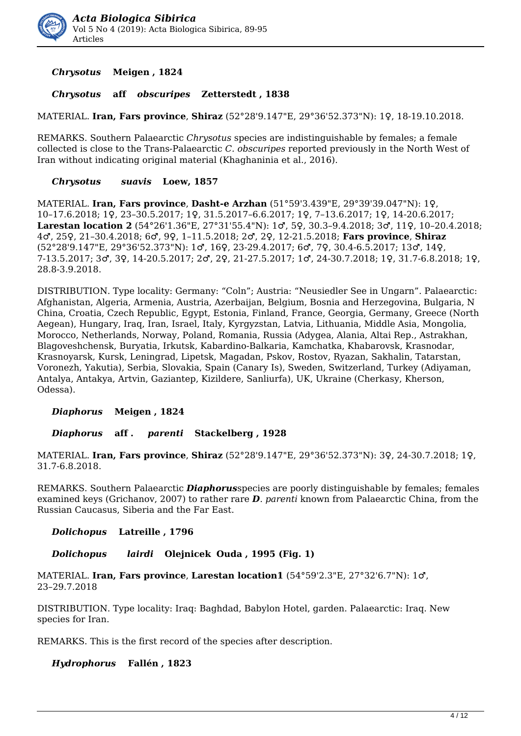***Chrysotus* Meigen , 1824**

***Chrysotus* aff *obscuripes* Zetterstedt , 1838**

MATERIAL. **Iran, Fars province**, **Shiraz** (52°28'9.147"E, 29°36'52.373"N): 1♀, 18-19.10.2018.

REMARKS. Southern Palaearctic *Chrysotus* species are indistinguishable by females; a female collected is close to the Trans-Palaearctic *C. obscuripes* reported previously in the North West of Iran without indicating original material (Khaghaninia et al., 2016).

***Chrysotus suavis* Loew, 1857**

MATERIAL. **Iran, Fars province**, **Dasht-e Arzhan** (51°59'3.439"E, 29°39'39.047"N): 1♀, 10–17.6.2018; 1♀, 23–30.5.2017; 1♀, 31.5.2017–6.6.2017; 1♀, 7–13.6.2017; 1♀, 14-20.6.2017; **Larestan location 2** (54°26'1.36"E, 27°31'55.4"N): 1♂, 5♀, 30.3–9.4.2018; 3♂, 11♀, 10–20.4.2018; 4♂, 25♀, 21–30.4.2018; 6♂, 9♀, 1–11.5.2018; 2♂, 2♀, 12-21.5.2018; **Fars province**, **Shiraz** (52°28'9.147"E, 29°36'52.373"N): 1♂, 16♀, 23-29.4.2017; 6♂, 7♀, 30.4-6.5.2017; 13♂, 14♀, 7-13.5.2017; 3♂, 3♀, 14-20.5.2017; 2♂, 2♀, 21-27.5.2017; 1♂, 24-30.7.2018; 1♀, 31.7-6.8.2018; 1♀, 28.8-3.9.2018.

DISTRIBUTION. Type locality: Germany: "Coln"; Austria: "Neusiedler See in Ungarn". Palaearctic: Afghanistan, Algeria, Armenia, Austria, Azerbaijan, Belgium, Bosnia and Herzegovina, Bulgaria, N China, Croatia, Czech Republic, Egypt, Estonia, Finland, France, Georgia, Germany, Greece (North Aegean), Hungary, Iraq, Iran, Israel, Italy, Kyrgyzstan, Latvia, Lithuania, Middle Asia, Mongolia, Morocco, Netherlands, Norway, Poland, Romania, Russia (Adygea, Alania, Altai Rep., Astrakhan, Blagoveshchensk, Buryatia, Irkutsk, Kabardino-Balkaria, Kamchatka, Khabarovsk, Krasnodar, Krasnoyarsk, Kursk, Leningrad, Lipetsk, Magadan, Pskov, Rostov, Ryazan, Sakhalin, Tatarstan, Voronezh, Yakutia), Serbia, Slovakia, Spain (Canary Is), Sweden, Switzerland, Turkey (Adiyaman, Antalya, Antakya, Artvin, Gaziantep, Kizildere, Sanliurfa), UK, Ukraine (Cherkasy, Kherson, Odessa).

***Diaphorus* Meigen , 1824**

***Diaphorus* aff . *parenti* Stackelberg , 1928**

MATERIAL. **Iran, Fars province**, **Shiraz** (52°28'9.147"E, 29°36'52.373"N): 3♀, 24-30.7.2018; 1♀, 31.7-6.8.2018.

REMARKS. Southern Palaearctic ***Diaphorus***species are poorly distinguishable by females; females examined keys (Grichanov, 2007) to rather rare ***D***. *parenti* known from Palaearctic China, from the Russian Caucasus, Siberia and the Far East.

***Dolichopus* Latreille , 1796**

***Dolichopus lairdi* Olejnicek Ouda , 1995 (Fig. 1)**

MATERIAL. **Iran, Fars province**, **Larestan location1** (54°59'2.3"E, 27°32'6.7"N): 1♂, 23–29.7.2018

DISTRIBUTION. Type locality: Iraq: Baghdad, Babylon Hotel, garden. Palaearctic: Iraq. New species for Iran.

REMARKS. This is the first record of the species after description.

***Hydrophorus* Fallén , 1823**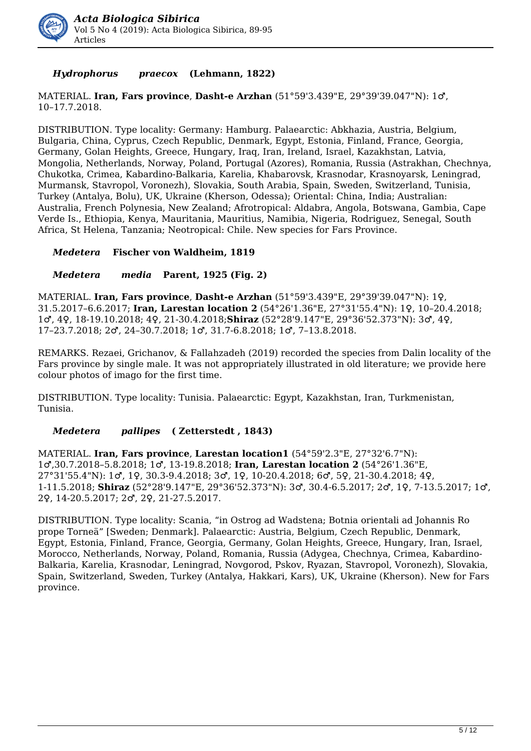### *Hydrophorus praecox* (Lehmann, 1822)

MATERIAL. **Iran, Fars province**, **Dasht-e Arzhan** (51°59'3.439"E, 29°39'39.047"N): 1♂, 10–17.7.2018.

DISTRIBUTION. Type locality: Germany: Hamburg. Palaearctic: Abkhazia, Austria, Belgium, Bulgaria, China, Cyprus, Czech Republic, Denmark, Egypt, Estonia, Finland, France, Georgia, Germany, Golan Heights, Greece, Hungary, Iraq, Iran, Ireland, Israel, Kazakhstan, Latvia, Mongolia, Netherlands, Norway, Poland, Portugal (Azores), Romania, Russia (Astrakhan, Chechnya, Chukotka, Crimea, Kabardino-Balkaria, Karelia, Khabarovsk, Krasnodar, Krasnoyarsk, Leningrad, Murmansk, Stavropol, Voronezh), Slovakia, South Arabia, Spain, Sweden, Switzerland, Tunisia, Turkey (Antalya, Bolu), UK, Ukraine (Kherson, Odessa); Oriental: China, India; Australian: Australia, French Polynesia, New Zealand; Afrotropical: Aldabra, Angola, Botswana, Gambia, Cape Verde Is., Ethiopia, Kenya, Mauritania, Mauritius, Namibia, Nigeria, Rodriguez, Senegal, South Africa, St Helena, Tanzania; Neotropical: Chile. New species for Fars Province.

### *Medetera* Fischer von Waldheim, 1819

### *Medetera media* Parent, 1925 (Fig. 2)

MATERIAL. **Iran, Fars province**, **Dasht-e Arzhan** (51°59'3.439"E, 29°39'39.047"N): 1♀, 31.5.2017–6.6.2017; **Iran, Larestan location 2** (54°26'1.36"E, 27°31'55.4"N): 1♀, 10–20.4.2018; 1♂, 4♀, 18-19.10.2018; 4♀, 21-30.4.2018;**Shiraz** (52°28'9.147"E, 29°36'52.373"N): 3♂, 4♀, 17–23.7.2018; 2♂, 24–30.7.2018; 1♂, 31.7-6.8.2018; 1♂, 7–13.8.2018.

REMARKS. Rezaei, Grichanov, & Fallahzadeh (2019) recorded the species from Dalin locality of the Fars province by single male. It was not appropriately illustrated in old literature; we provide here colour photos of imago for the first time.

DISTRIBUTION. Type locality: Tunisia. Palaearctic: Egypt, Kazakhstan, Iran, Turkmenistan, Tunisia.

### *Medetera pallipes* ( Zetterstedt , 1843)

MATERIAL. **Iran, Fars province**, **Larestan location1** (54°59'2.3"E, 27°32'6.7"N): 1♂,30.7.2018–5.8.2018; 1♂, 13-19.8.2018; **Iran, Larestan location 2** (54°26'1.36"E, 27°31'55.4"N): 1♂, 1♀, 30.3-9.4.2018; 3♂, 1♀, 10-20.4.2018; 6♂, 5♀, 21-30.4.2018; 4♀, 1-11.5.2018; **Shiraz** (52°28'9.147"E, 29°36'52.373"N): 3♂, 30.4-6.5.2017; 2♂, 1♀, 7-13.5.2017; 1♂, 2♀, 14-20.5.2017; 2♂, 2♀, 21-27.5.2017.

DISTRIBUTION. Type locality: Scania, "in Ostrog ad Wadstena; Botnia orientali ad Johannis Ro prope Torneä" [Sweden; Denmark]. Palaearctic: Austria, Belgium, Czech Republic, Denmark, Egypt, Estonia, Finland, France, Georgia, Germany, Golan Heights, Greece, Hungary, Iran, Israel, Morocco, Netherlands, Norway, Poland, Romania, Russia (Adygea, Chechnya, Crimea, Kabardino-Balkaria, Karelia, Krasnodar, Leningrad, Novgorod, Pskov, Ryazan, Stavropol, Voronezh), Slovakia, Spain, Switzerland, Sweden, Turkey (Antalya, Hakkari, Kars), UK, Ukraine (Kherson). New for Fars province.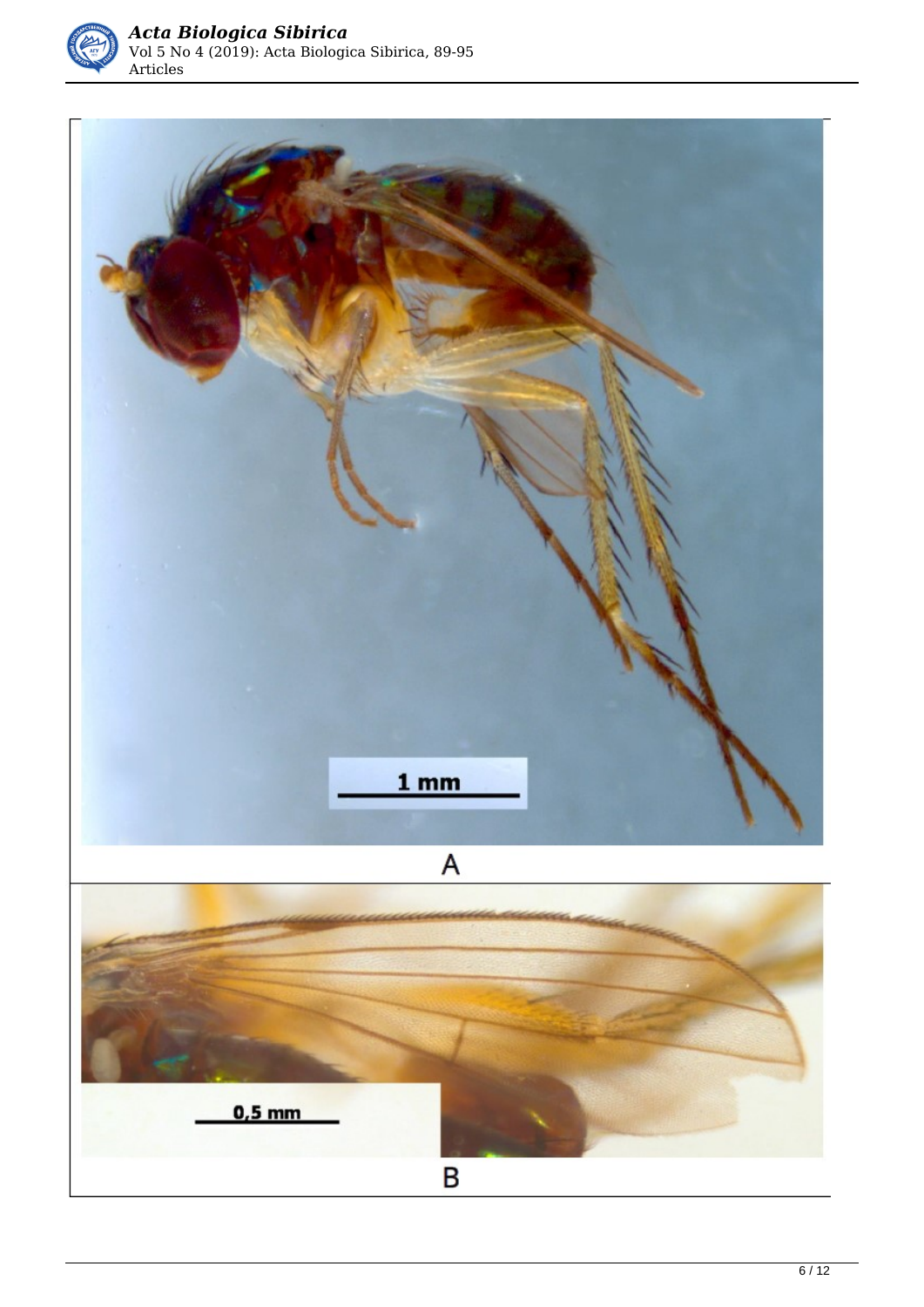1 mm

A

0,5 mm

B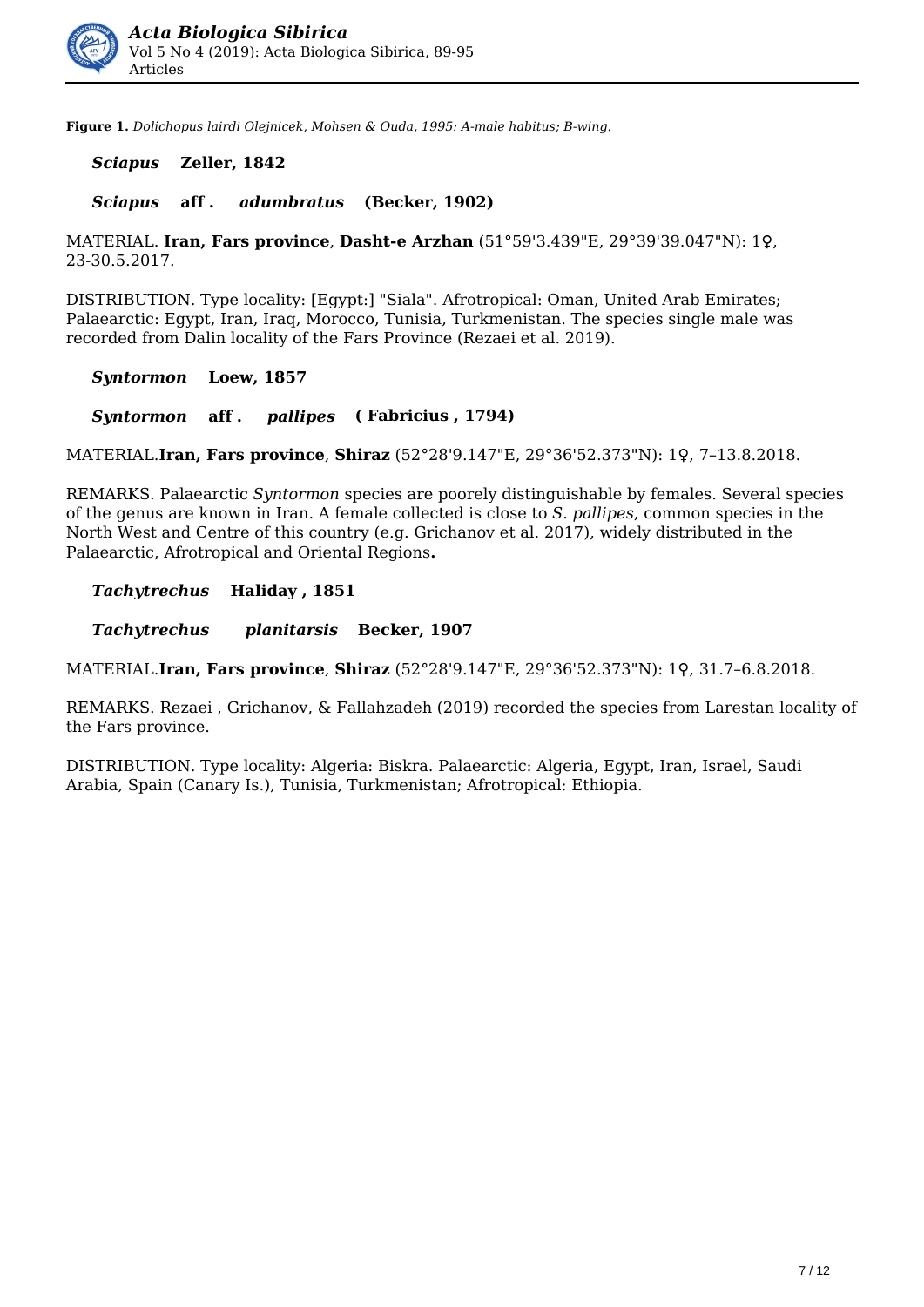**Figure 1.** *Dolichopus lairdi Olejnicek, Mohsen & Ouda, 1995: A-male habitus; B-wing.*

***Sciapus* Zeller, 1842**

***Sciapus* aff. *adumbratus* (Becker, 1902)**

MATERIAL. **Iran, Fars province**, **Dasht-e Arzhan** (51°59'3.439"E, 29°39'39.047"N): 1♀, 23-30.5.2017.

DISTRIBUTION. Type locality: [Egypt:] "Siala". Afrotropical: Oman, United Arab Emirates; Palaearctic: Egypt, Iran, Iraq, Morocco, Tunisia, Turkmenistan. The species single male was recorded from Dalin locality of the Fars Province (Rezaei et al. 2019).

***Syntormon* Loew, 1857**

***Syntormon* aff. *pallipes* ( Fabricius , 1794)**

MATERIAL.**Iran, Fars province**, **Shiraz** (52°28'9.147"E, 29°36'52.373"N): 1♀, 7–13.8.2018.

REMARKS. Palaearctic *Syntormon* species are poorly distinguishable by females. Several species of the genus are known in Iran. A female collected is close to *S*. *pallipes*, common species in the North West and Centre of this country (e.g. Grichanov et al. 2017), widely distributed in the Palaearctic, Afrotropical and Oriental Regions**.**

***Tachytrechus* Haliday , 1851**

***Tachytrechus planitarsis* Becker, 1907**

MATERIAL.**Iran, Fars province**, **Shiraz** (52°28'9.147"E, 29°36'52.373"N): 1♀, 31.7–6.8.2018.

REMARKS. Rezaei , Grichanov, & Fallahzadeh (2019) recorded the species from Larestan locality of the Fars province.

DISTRIBUTION. Type locality: Algeria: Biskra. Palaearctic: Algeria, Egypt, Iran, Israel, Saudi Arabia, Spain (Canary Is.), Tunisia, Turkmenistan; Afrotropical: Ethiopia.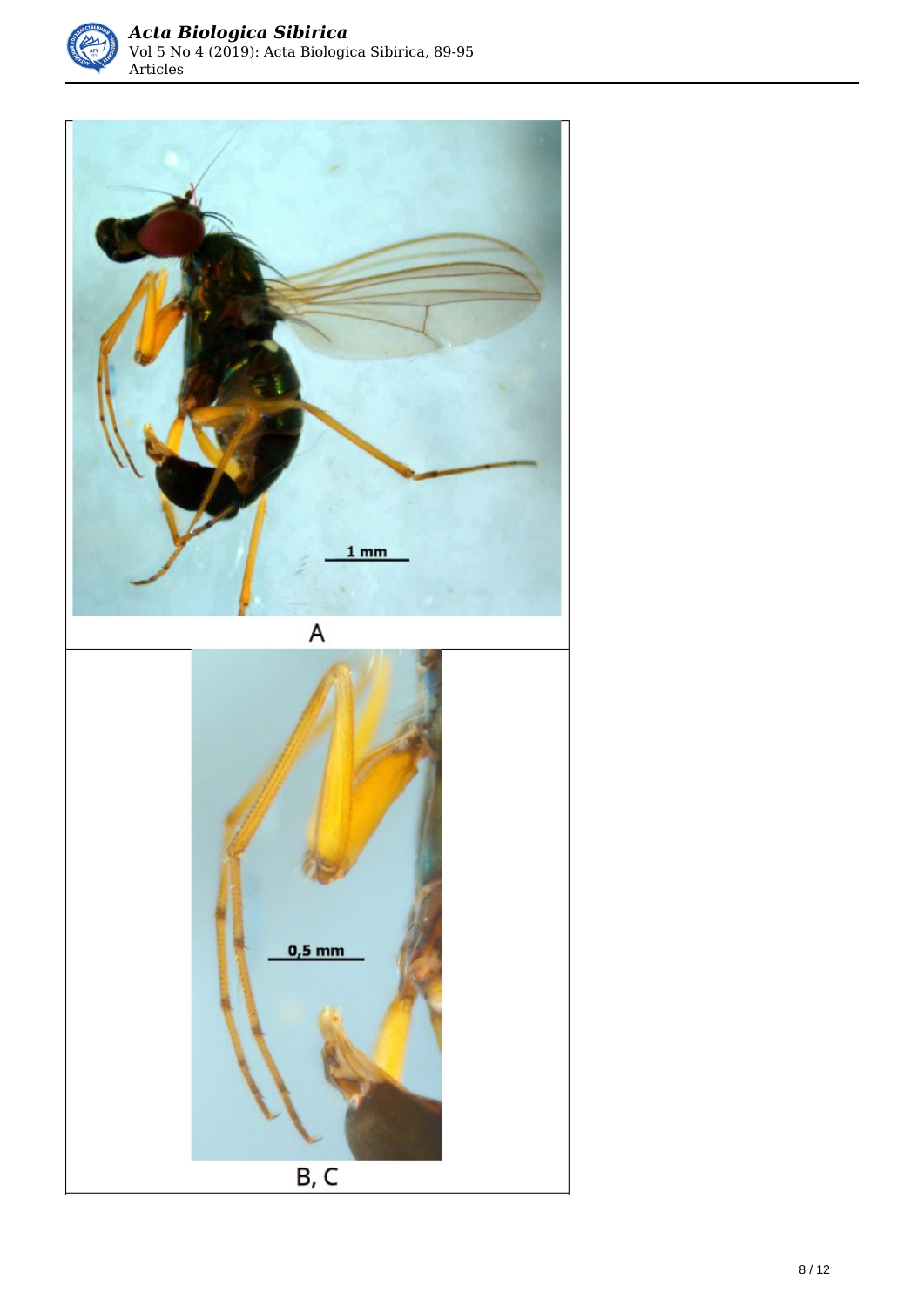A

B, C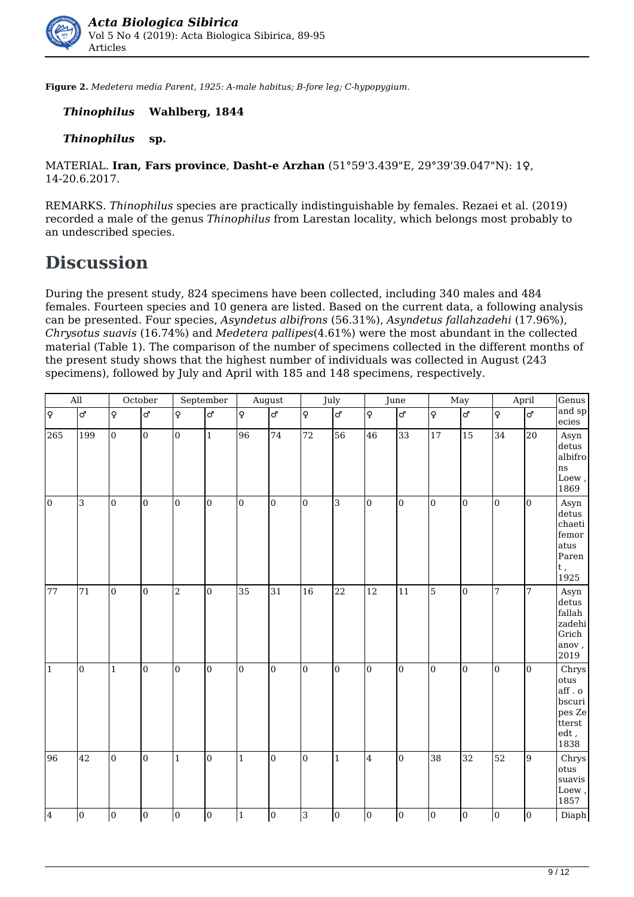**Figure 2.** *Medetera media Parent, 1925: A-male habitus; B-fore leg; C-hypopygium.*

***Thinophilus*** **Wahlberg, 1844**

***Thinophilus*** **sp.**

MATERIAL. **Iran, Fars province**, **Dasht-e Arzhan** (51°59'3.439"E, 29°39'39.047"N): 1♀, 14-20.6.2017.

REMARKS. *Thinophilus* species are practically indistinguishable by females. Rezaei et al. (2019) recorded a male of the genus *Thinophilus* from Larestan locality, which belongs most probably to an undescribed species.

# Discussion

During the present study, 824 specimens have been collected, including 340 males and 484 females. Fourteen species and 10 genera are listed. Based on the current data, a following analysis can be presented. Four species, *Asyndetus albifrons* (56.31%), *Asyndetus fallahzadehi* (17.96%), *Chrysotus suavis* (16.74%) and *Medetera pallipes*(4.61%) were the most abundant in the collected material (Table 1). The comparison of the number of specimens collected in the different months of the present study shows that the highest number of individuals was collected in August (243 specimens), followed by July and April with 185 and 148 specimens, respectively.

| All | | October | | September | | August | | July | | June | | May | | April | | Genus and species |
|---|---|---|---|---|---|---|---|---|---|---|---|---|---|---|---|---|
| ♀ | ♂ | ♀ | ♂ | ♀ | ♂ | ♀ | ♂ | ♀ | ♂ | ♀ | ♂ | ♀ | ♂ | ♀ | ♂ | |
| 265 | 199 | 0 | 0 | 0 | 1 | 96 | 74 | 72 | 56 | 46 | 33 | 17 | 15 | 34 | 20 | Asyndetus albifrons Loew , 1869 |
| 0 | 3 | 0 | 0 | 0 | 0 | 0 | 0 | 0 | 3 | 0 | 0 | 0 | 0 | 0 | 0 | Asyndetus chaetifemoratus Parent , 1925 |
| 77 | 71 | 0 | 0 | 2 | 0 | 35 | 31 | 16 | 22 | 12 | 11 | 5 | 0 | 7 | 7 | Asyndetus fallahzadehi Grichanov , 2019 |
| 1 | 0 | 1 | 0 | 0 | 0 | 0 | 0 | 0 | 0 | 0 | 0 | 0 | 0 | 0 | 0 | Chrysotus aff . obscuripes Zetterstedt , 1838 |
| 96 | 42 | 0 | 0 | 1 | 0 | 1 | 0 | 0 | 1 | 4 | 0 | 38 | 32 | 52 | 9 | Chrysotus suavis Loew , 1857 |
| 4 | 0 | 0 | 0 | 0 | 0 | 1 | 0 | 3 | 0 | 0 | 0 | 0 | 0 | 0 | 0 | Diaph |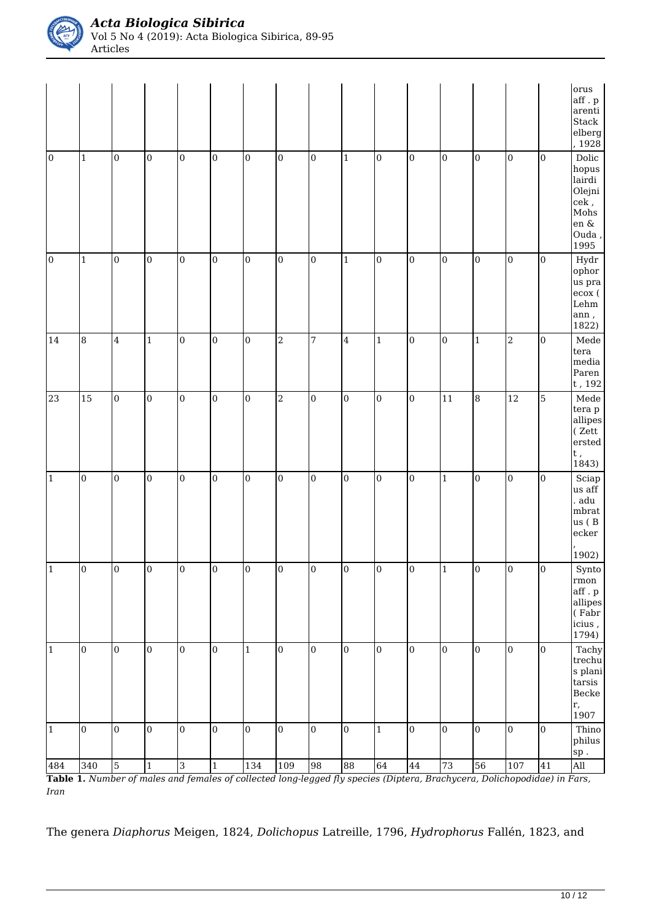| | | | | | | | | | | | | | | | | |
|---|---|---|---|---|---|---|---|---|---|---|---|---|---|---|---|---|
| | | | | | | | | | | | | | | | | orus aff . parenti Stackelberg , 1928 |
| 0 | 1 | 0 | 0 | 0 | 0 | 0 | 0 | 0 | 1 | 0 | 0 | 0 | 0 | 0 | 0 | Dolichopus lairdi Olejnicek , Mohsen & Ouda , 1995 |
| 0 | 1 | 0 | 0 | 0 | 0 | 0 | 0 | 0 | 1 | 0 | 0 | 0 | 0 | 0 | 0 | Hydrophorus praecox ( Lehmann , 1822) |
| 14 | 8 | 4 | 1 | 0 | 0 | 0 | 2 | 7 | 4 | 1 | 0 | 0 | 1 | 2 | 0 | Medetera media Parent , 192 |
| 23 | 15 | 0 | 0 | 0 | 0 | 0 | 2 | 0 | 0 | 0 | 0 | 11 | 8 | 12 | 5 | Medetera pallipes ( Zettersted t , 1843) |
| 1 | 0 | 0 | 0 | 0 | 0 | 0 | 0 | 0 | 0 | 0 | 0 | 1 | 0 | 0 | 0 | Sciapus aff . adumbratus ( Becker , 1902) |
| 1 | 0 | 0 | 0 | 0 | 0 | 0 | 0 | 0 | 0 | 0 | 0 | 1 | 0 | 0 | 0 | Syntormon aff . pallipes ( Fabricius , 1794) |
| 1 | 0 | 0 | 0 | 0 | 0 | 1 | 0 | 0 | 0 | 0 | 0 | 0 | 0 | 0 | 0 | Tachytrechus planitarsis Becker, 1907 |
| 1 | 0 | 0 | 0 | 0 | 0 | 0 | 0 | 0 | 0 | 1 | 0 | 0 | 0 | 0 | 0 | Thinophilus sp . |
| 484 | 340 | 5 | 1 | 3 | 1 | 134 | 109 | 98 | 88 | 64 | 44 | 73 | 56 | 107 | 41 | All |

**Table 1.** *Number of males and females of collected long-legged fly species (Diptera, Brachycera, Dolichopodidae) in Fars, Iran*

The genera *Diaphorus* Meigen, 1824, *Dolichopus* Latreille, 1796, *Hydrophorus* Fallén, 1823, and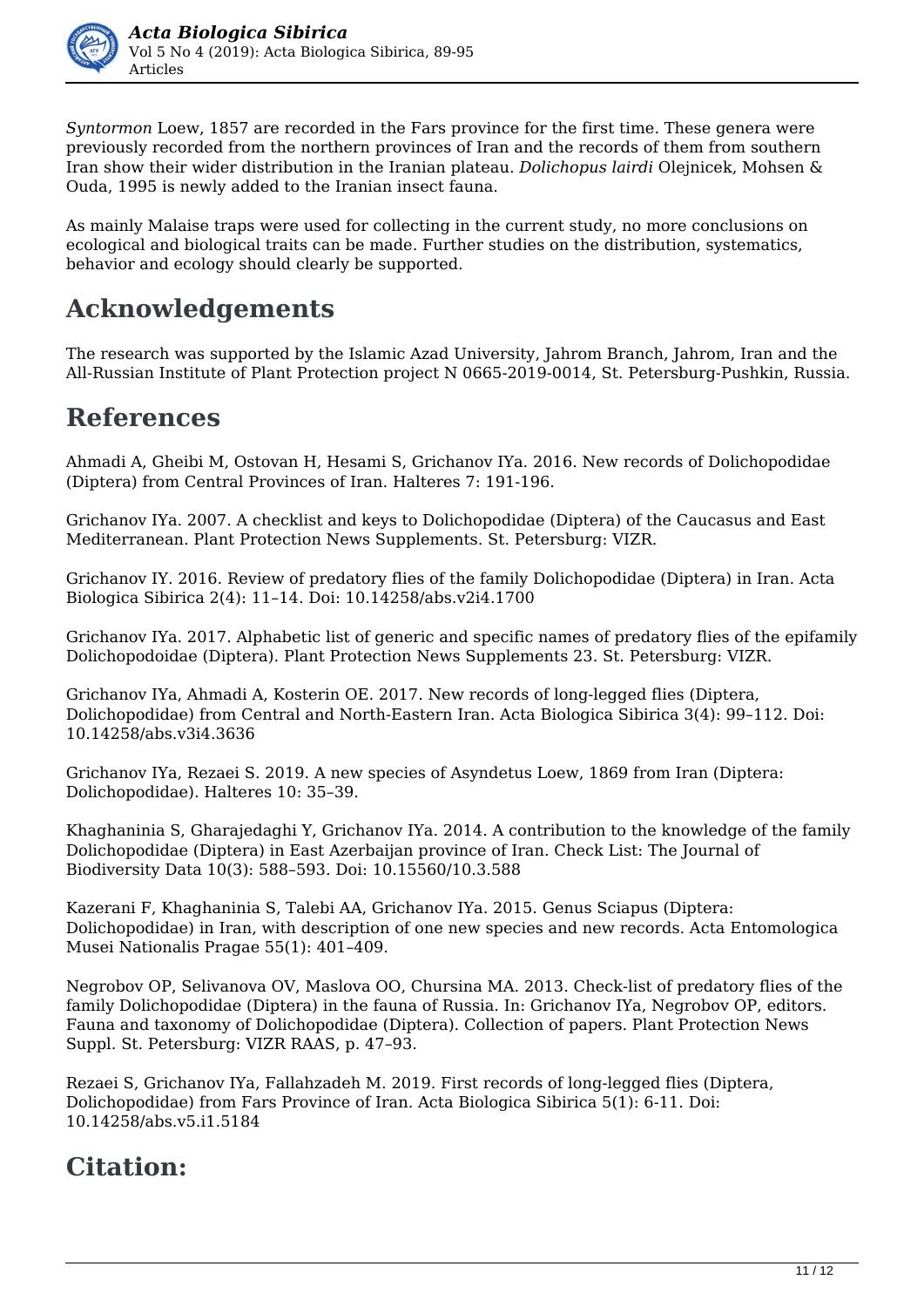*Syntormon* Loew, 1857 are recorded in the Fars province for the first time. These genera were previously recorded from the northern provinces of Iran and the records of them from southern Iran show their wider distribution in the Iranian plateau. *Dolichopus lairdi* Olejnicek, Mohsen & Ouda, 1995 is newly added to the Iranian insect fauna.

As mainly Malaise traps were used for collecting in the current study, no more conclusions on ecological and biological traits can be made. Further studies on the distribution, systematics, behavior and ecology should clearly be supported.

## Acknowledgements

The research was supported by the Islamic Azad University, Jahrom Branch, Jahrom, Iran and the All-Russian Institute of Plant Protection project N 0665-2019-0014, St. Petersburg-Pushkin, Russia.

## References

Ahmadi A, Gheibi M, Ostovan H, Hesami S, Grichanov IYa. 2016. New records of Dolichopodidae (Diptera) from Central Provinces of Iran. Halteres 7: 191-196.

Grichanov IYa. 2007. A checklist and keys to Dolichopodidae (Diptera) of the Caucasus and East Mediterranean. Plant Protection News Supplements. St. Petersburg: VIZR.

Grichanov IY. 2016. Review of predatory flies of the family Dolichopodidae (Diptera) in Iran. Acta Biologica Sibirica 2(4): 11–14. Doi: 10.14258/abs.v2i4.1700

Grichanov IYa. 2017. Alphabetic list of generic and specific names of predatory flies of the epifamily Dolichopodoidae (Diptera). Plant Protection News Supplements 23. St. Petersburg: VIZR.

Grichanov IYa, Ahmadi A, Kosterin OE. 2017. New records of long-legged flies (Diptera, Dolichopodidae) from Central and North-Eastern Iran. Acta Biologica Sibirica 3(4): 99–112. Doi: 10.14258/abs.v3i4.3636

Grichanov IYa, Rezaei S. 2019. A new species of Asyndetus Loew, 1869 from Iran (Diptera: Dolichopodidae). Halteres 10: 35–39.

Khaghaninia S, Gharajedaghi Y, Grichanov IYa. 2014. A contribution to the knowledge of the family Dolichopodidae (Diptera) in East Azerbaijan province of Iran. Check List: The Journal of Biodiversity Data 10(3): 588–593. Doi: 10.15560/10.3.588

Kazerani F, Khaghaninia S, Talebi AA, Grichanov IYa. 2015. Genus Sciapus (Diptera: Dolichopodidae) in Iran, with description of one new species and new records. Acta Entomologica Musei Nationalis Pragae 55(1): 401–409.

Negrobov OP, Selivanova OV, Maslova OO, Chursina MA. 2013. Check-list of predatory flies of the family Dolichopodidae (Diptera) in the fauna of Russia. In: Grichanov IYa, Negrobov OP, editors. Fauna and taxonomy of Dolichopodidae (Diptera). Collection of papers. Plant Protection News Suppl. St. Petersburg: VIZR RAAS, p. 47–93.

Rezaei S, Grichanov IYa, Fallahzadeh M. 2019. First records of long-legged flies (Diptera, Dolichopodidae) from Fars Province of Iran. Acta Biologica Sibirica 5(1): 6-11. Doi: 10.14258/abs.v5.i1.5184

## Citation: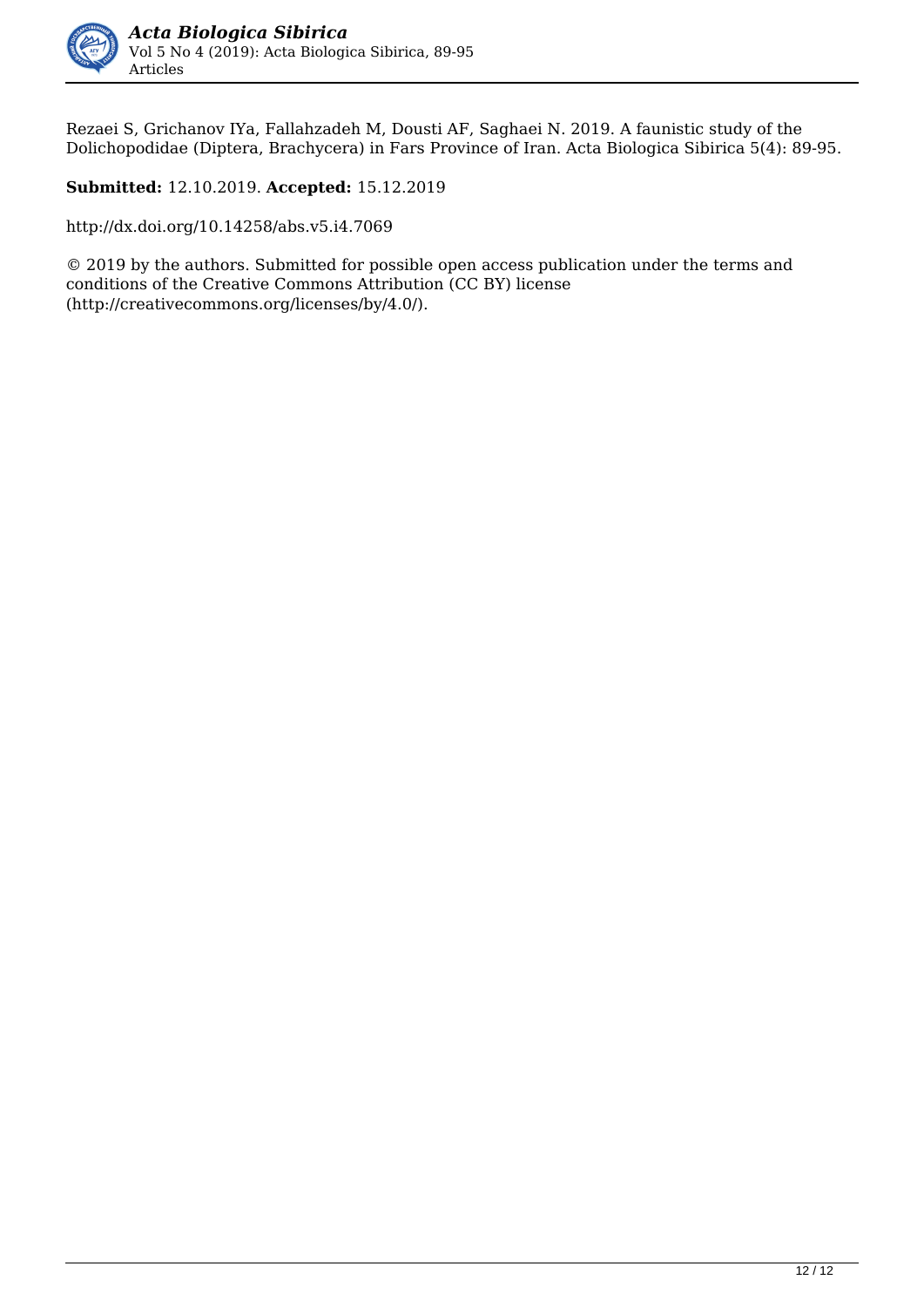Rezaei S, Grichanov IYa, Fallahzadeh M, Dousti AF, Saghaei N. 2019. A faunistic study of the Dolichopodidae (Diptera, Brachycera) in Fars Province of Iran. Acta Biologica Sibirica 5(4): 89-95.

**Submitted:** 12.10.2019. **Accepted:** 15.12.2019

http://dx.doi.org/10.14258/abs.v5.i4.7069

© 2019 by the authors. Submitted for possible open access publication under the terms and conditions of the Creative Commons Attribution (CC BY) license (http://creativecommons.org/licenses/by/4.0/).